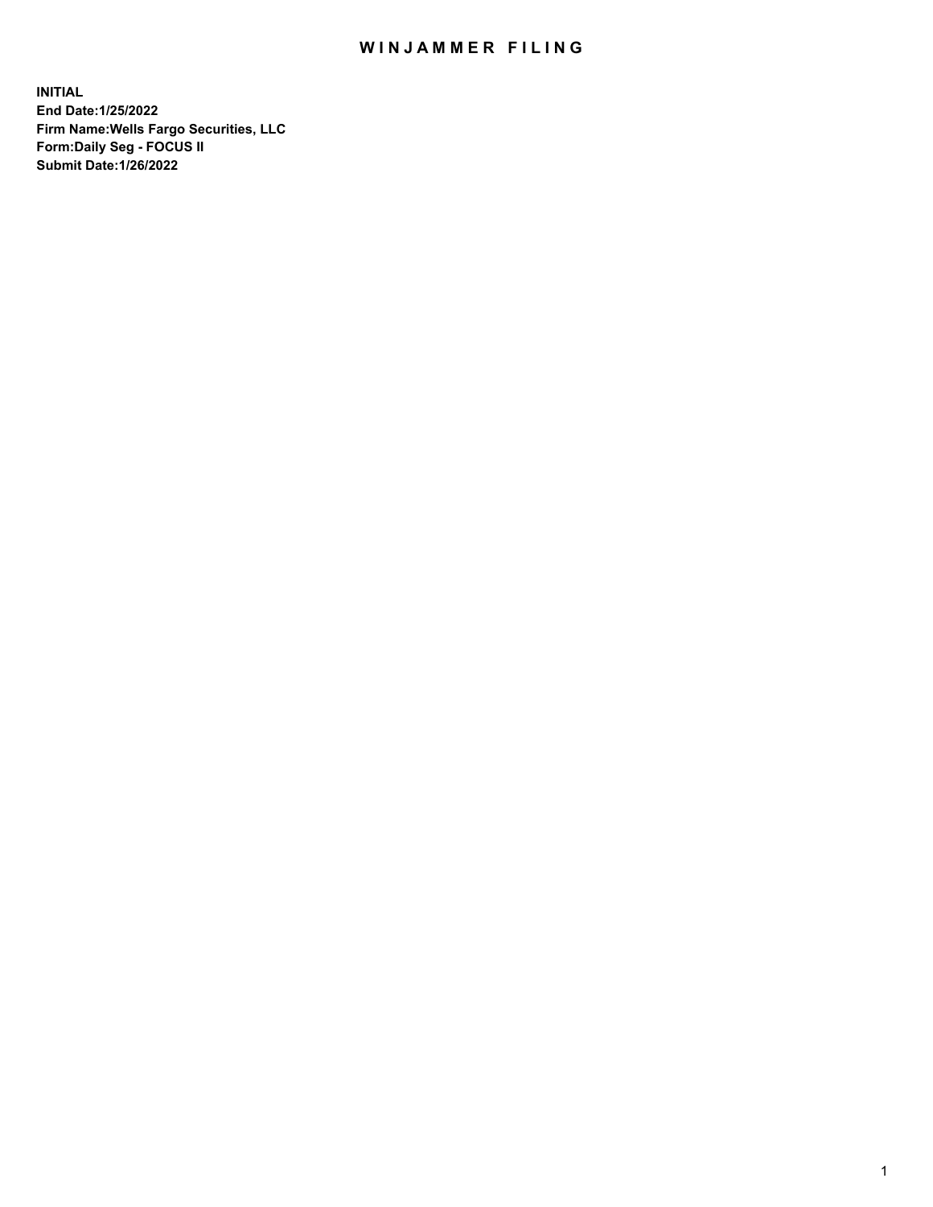# WINJAMMER FILING

**INITIAL**
**End Date:1/25/2022**
**Firm Name:Wells Fargo Securities, LLC**
**Form:Daily Seg - FOCUS II**
**Submit Date:1/26/2022**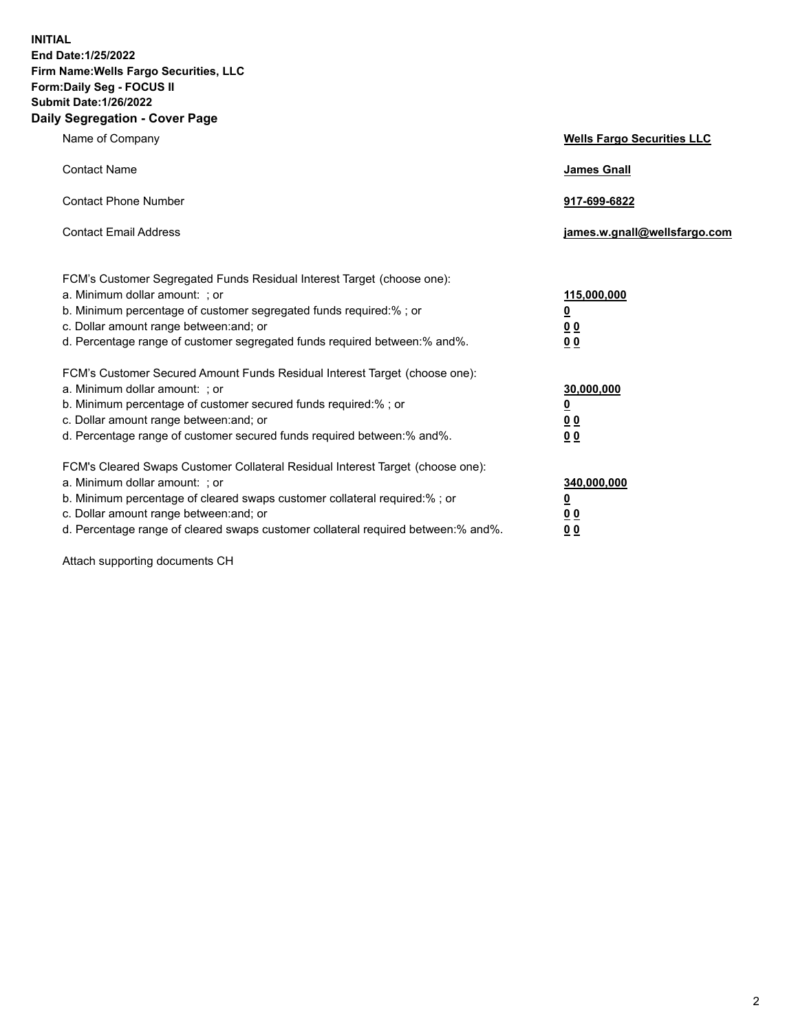**INITIAL**
**End Date:1/25/2022**
**Firm Name:Wells Fargo Securities, LLC**
**Form:Daily Seg - FOCUS II**
**Submit Date:1/26/2022**

## Daily Segregation - Cover Page

| | |
|---|---|
| Name of Company | **Wells Fargo Securities LLC** |
| Contact Name | **James Gnall** |
| Contact Phone Number | **917-699-6822** |
| Contact Email Address | **james.w.gnall@wellsfargo.com** |

| | |
|---|---|
| FCM's Customer Segregated Funds Residual Interest Target (choose one): | |
| a. Minimum dollar amount: ; or | **115,000,000** |
| b. Minimum percentage of customer segregated funds required:% ; or | **0** |
| c. Dollar amount range between:and; or | **0 0** |
| d. Percentage range of customer segregated funds required between:% and%. | **0 0** |
| FCM's Customer Secured Amount Funds Residual Interest Target (choose one): | |
| a. Minimum dollar amount: ; or | **30,000,000** |
| b. Minimum percentage of customer secured funds required:% ; or | **0** |
| c. Dollar amount range between:and; or | **0 0** |
| d. Percentage range of customer secured funds required between:% and%. | **0 0** |
| FCM's Cleared Swaps Customer Collateral Residual Interest Target (choose one): | |
| a. Minimum dollar amount: ; or | **340,000,000** |
| b. Minimum percentage of cleared swaps customer collateral required:% ; or | **0** |
| c. Dollar amount range between:and; or | **0 0** |
| d. Percentage range of cleared swaps customer collateral required between:% and%. | **0 0** |

Attach supporting documents CH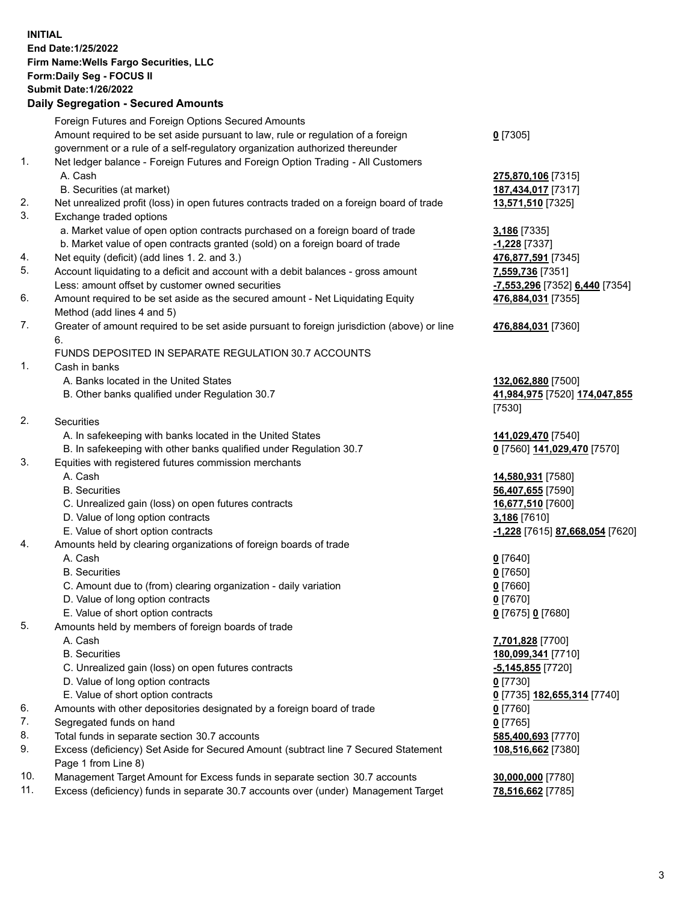**INITIAL**
**End Date:1/25/2022**
**Firm Name:Wells Fargo Securities, LLC**
**Form:Daily Seg - FOCUS II**
**Submit Date:1/26/2022**

## Daily Segregation - Secured Amounts

| | | |
|---|---|---|
| | Foreign Futures and Foreign Options Secured Amounts | |
| | Amount required to be set aside pursuant to law, rule or regulation of a foreign government or a rule of a self-regulatory organization authorized thereunder | **0** [7305] |
| 1. | Net ledger balance - Foreign Futures and Foreign Option Trading - All Customers | |
| | A. Cash | **275,870,106** [7315] |
| | B. Securities (at market) | **187,434,017** [7317] |
| 2. | Net unrealized profit (loss) in open futures contracts traded on a foreign board of trade | **13,571,510** [7325] |
| 3. | Exchange traded options | |
| | a. Market value of open option contracts purchased on a foreign board of trade | **3,186** [7335] |
| | b. Market value of open contracts granted (sold) on a foreign board of trade | **-1,228** [7337] |
| 4. | Net equity (deficit) (add lines 1. 2. and 3.) | **476,877,591** [7345] |
| 5. | Account liquidating to a deficit and account with a debit balances - gross amount | **7,559,736** [7351] |
| | Less: amount offset by customer owned securities | **-7,553,296** [7352] **6,440** [7354] |
| 6. | Amount required to be set aside as the secured amount - Net Liquidating Equity Method (add lines 4 and 5) | **476,884,031** [7355] |
| 7. | Greater of amount required to be set aside pursuant to foreign jurisdiction (above) or line 6. | **476,884,031** [7360] |
| | FUNDS DEPOSITED IN SEPARATE REGULATION 30.7 ACCOUNTS | |
| 1. | Cash in banks | |
| | A. Banks located in the United States | **132,062,880** [7500] |
| | B. Other banks qualified under Regulation 30.7 | **41,984,975** [7520] **174,047,855** [7530] |
| 2. | Securities | |
| | A. In safekeeping with banks located in the United States | **141,029,470** [7540] |
| | B. In safekeeping with other banks qualified under Regulation 30.7 | **0** [7560] **141,029,470** [7570] |
| 3. | Equities with registered futures commission merchants | |
| | A. Cash | **14,580,931** [7580] |
| | B. Securities | **56,407,655** [7590] |
| | C. Unrealized gain (loss) on open futures contracts | **16,677,510** [7600] |
| | D. Value of long option contracts | **3,186** [7610] |
| | E. Value of short option contracts | **-1,228** [7615] **87,668,054** [7620] |
| 4. | Amounts held by clearing organizations of foreign boards of trade | |
| | A. Cash | **0** [7640] |
| | B. Securities | **0** [7650] |
| | C. Amount due to (from) clearing organization - daily variation | **0** [7660] |
| | D. Value of long option contracts | **0** [7670] |
| | E. Value of short option contracts | **0** [7675] **0** [7680] |
| 5. | Amounts held by members of foreign boards of trade | |
| | A. Cash | **7,701,828** [7700] |
| | B. Securities | **180,099,341** [7710] |
| | C. Unrealized gain (loss) on open futures contracts | **-5,145,855** [7720] |
| | D. Value of long option contracts | **0** [7730] |
| | E. Value of short option contracts | **0** [7735] **182,655,314** [7740] |
| 6. | Amounts with other depositories designated by a foreign board of trade | **0** [7760] |
| 7. | Segregated funds on hand | **0** [7765] |
| 8. | Total funds in separate section 30.7 accounts | **585,400,693** [7770] |
| 9. | Excess (deficiency) Set Aside for Secured Amount (subtract line 7 Secured Statement Page 1 from Line 8) | **108,516,662** [7380] |
| 10. | Management Target Amount for Excess funds in separate section 30.7 accounts | **30,000,000** [7780] |
| 11. | Excess (deficiency) funds in separate 30.7 accounts over (under) Management Target | **78,516,662** [7785] |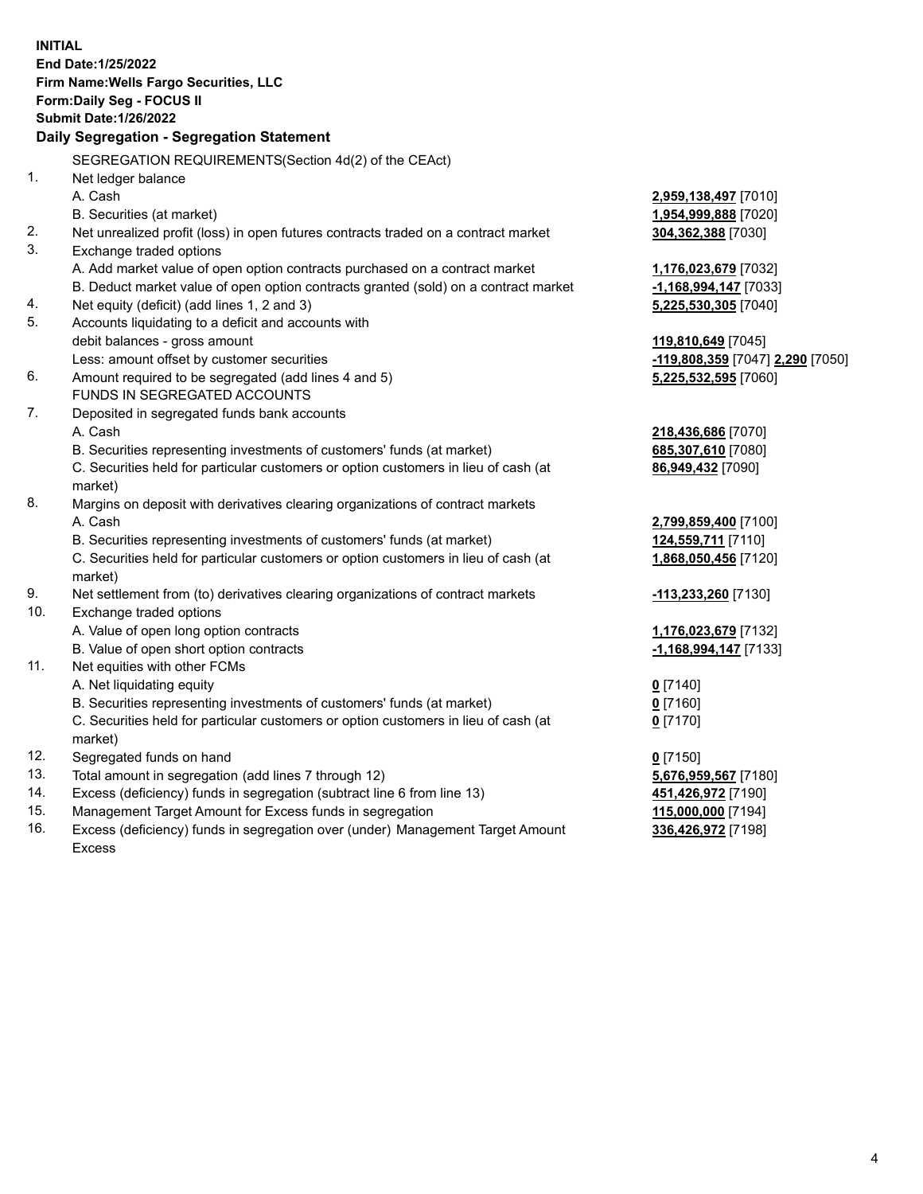**INITIAL**
**End Date:1/25/2022**
**Firm Name:Wells Fargo Securities, LLC**
**Form:Daily Seg - FOCUS II**
**Submit Date:1/26/2022**

## Daily Segregation - Segregation Statement

SEGREGATION REQUIREMENTS(Section 4d(2) of the CEAct)

| | | |
|---|---|---|
| 1. | Net ledger balance | |
| | A. Cash | **2,959,138,497** [7010] |
| | B. Securities (at market) | **1,954,999,888** [7020] |
| 2. | Net unrealized profit (loss) in open futures contracts traded on a contract market | **304,362,388** [7030] |
| 3. | Exchange traded options | |
| | A. Add market value of open option contracts purchased on a contract market | **1,176,023,679** [7032] |
| | B. Deduct market value of open option contracts granted (sold) on a contract market | **-1,168,994,147** [7033] |
| 4. | Net equity (deficit) (add lines 1, 2 and 3) | **5,225,530,305** [7040] |
| 5. | Accounts liquidating to a deficit and accounts with debit balances - gross amount | **119,810,649** [7045] |
| | Less: amount offset by customer securities | **-119,808,359** [7047] **2,290** [7050] |
| 6. | Amount required to be segregated (add lines 4 and 5) | **5,225,532,595** [7060] |
| | FUNDS IN SEGREGATED ACCOUNTS | |
| 7. | Deposited in segregated funds bank accounts | |
| | A. Cash | **218,436,686** [7070] |
| | B. Securities representing investments of customers' funds (at market) | **685,307,610** [7080] |
| | C. Securities held for particular customers or option customers in lieu of cash (at market) | **86,949,432** [7090] |
| 8. | Margins on deposit with derivatives clearing organizations of contract markets | |
| | A. Cash | **2,799,859,400** [7100] |
| | B. Securities representing investments of customers' funds (at market) | **124,559,711** [7110] |
| | C. Securities held for particular customers or option customers in lieu of cash (at market) | **1,868,050,456** [7120] |
| 9. | Net settlement from (to) derivatives clearing organizations of contract markets | **-113,233,260** [7130] |
| 10. | Exchange traded options | |
| | A. Value of open long option contracts | **1,176,023,679** [7132] |
| | B. Value of open short option contracts | **-1,168,994,147** [7133] |
| 11. | Net equities with other FCMs | |
| | A. Net liquidating equity | **0** [7140] |
| | B. Securities representing investments of customers' funds (at market) | **0** [7160] |
| | C. Securities held for particular customers or option customers in lieu of cash (at market) | **0** [7170] |
| 12. | Segregated funds on hand | **0** [7150] |
| 13. | Total amount in segregation (add lines 7 through 12) | **5,676,959,567** [7180] |
| 14. | Excess (deficiency) funds in segregation (subtract line 6 from line 13) | **451,426,972** [7190] |
| 15. | Management Target Amount for Excess funds in segregation | **115,000,000** [7194] |
| 16. | Excess (deficiency) funds in segregation over (under) Management Target Amount Excess | **336,426,972** [7198] |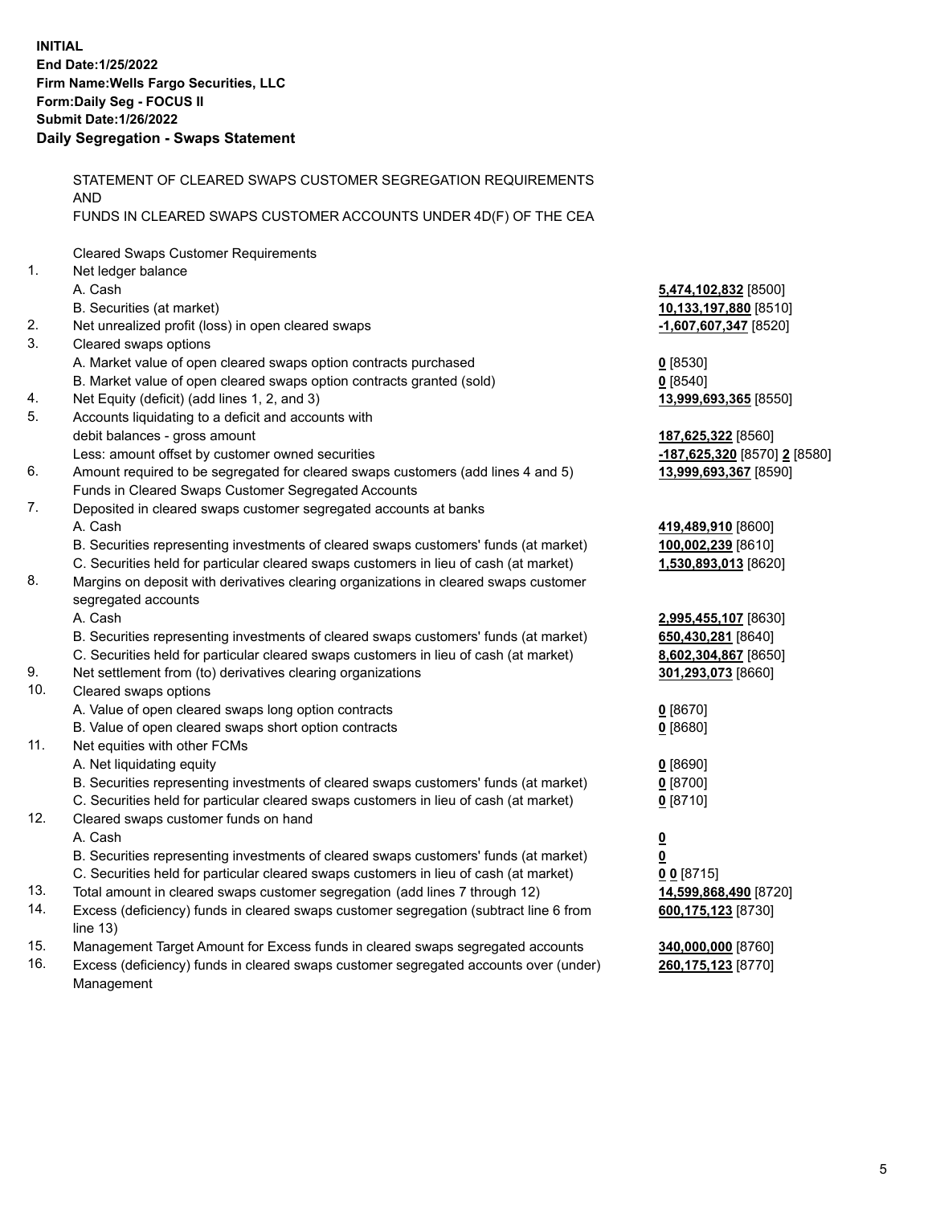**INITIAL**
**End Date:1/25/2022**
**Firm Name:Wells Fargo Securities, LLC**
**Form:Daily Seg - FOCUS II**
**Submit Date:1/26/2022**
**Daily Segregation - Swaps Statement**

STATEMENT OF CLEARED SWAPS CUSTOMER SEGREGATION REQUIREMENTS AND FUNDS IN CLEARED SWAPS CUSTOMER ACCOUNTS UNDER 4D(F) OF THE CEA

| | | |
|---|---|---|
| | Cleared Swaps Customer Requirements | |
| 1. | Net ledger balance | |
| | A. Cash | **5,474,102,832** [8500] |
| | B. Securities (at market) | **10,133,197,880** [8510] |
| 2. | Net unrealized profit (loss) in open cleared swaps | **-1,607,607,347** [8520] |
| 3. | Cleared swaps options | |
| | A. Market value of open cleared swaps option contracts purchased | **0** [8530] |
| | B. Market value of open cleared swaps option contracts granted (sold) | **0** [8540] |
| 4. | Net Equity (deficit) (add lines 1, 2, and 3) | **13,999,693,365** [8550] |
| 5. | Accounts liquidating to a deficit and accounts with debit balances - gross amount | **187,625,322** [8560] |
| | Less: amount offset by customer owned securities | **-187,625,320** [8570] **2** [8580] |
| 6. | Amount required to be segregated for cleared swaps customers (add lines 4 and 5) | **13,999,693,367** [8590] |
| | Funds in Cleared Swaps Customer Segregated Accounts | |
| 7. | Deposited in cleared swaps customer segregated accounts at banks | |
| | A. Cash | **419,489,910** [8600] |
| | B. Securities representing investments of cleared swaps customers' funds (at market) | **100,002,239** [8610] |
| | C. Securities held for particular cleared swaps customers in lieu of cash (at market) | **1,530,893,013** [8620] |
| 8. | Margins on deposit with derivatives clearing organizations in cleared swaps customer segregated accounts | |
| | A. Cash | **2,995,455,107** [8630] |
| | B. Securities representing investments of cleared swaps customers' funds (at market) | **650,430,281** [8640] |
| | C. Securities held for particular cleared swaps customers in lieu of cash (at market) | **8,602,304,867** [8650] |
| 9. | Net settlement from (to) derivatives clearing organizations | **301,293,073** [8660] |
| 10. | Cleared swaps options | |
| | A. Value of open cleared swaps long option contracts | **0** [8670] |
| | B. Value of open cleared swaps short option contracts | **0** [8680] |
| 11. | Net equities with other FCMs | |
| | A. Net liquidating equity | **0** [8690] |
| | B. Securities representing investments of cleared swaps customers' funds (at market) | **0** [8700] |
| | C. Securities held for particular cleared swaps customers in lieu of cash (at market) | **0** [8710] |
| 12. | Cleared swaps customer funds on hand | |
| | A. Cash | **0** |
| | B. Securities representing investments of cleared swaps customers' funds (at market) | **0** |
| | C. Securities held for particular cleared swaps customers in lieu of cash (at market) | **0** **0** [8715] |
| 13. | Total amount in cleared swaps customer segregation (add lines 7 through 12) | **14,599,868,490** [8720] |
| 14. | Excess (deficiency) funds in cleared swaps customer segregation (subtract line 6 from line 13) | **600,175,123** [8730] |
| 15. | Management Target Amount for Excess funds in cleared swaps segregated accounts | **340,000,000** [8760] |
| 16. | Excess (deficiency) funds in cleared swaps customer segregated accounts over (under) Management | **260,175,123** [8770] |